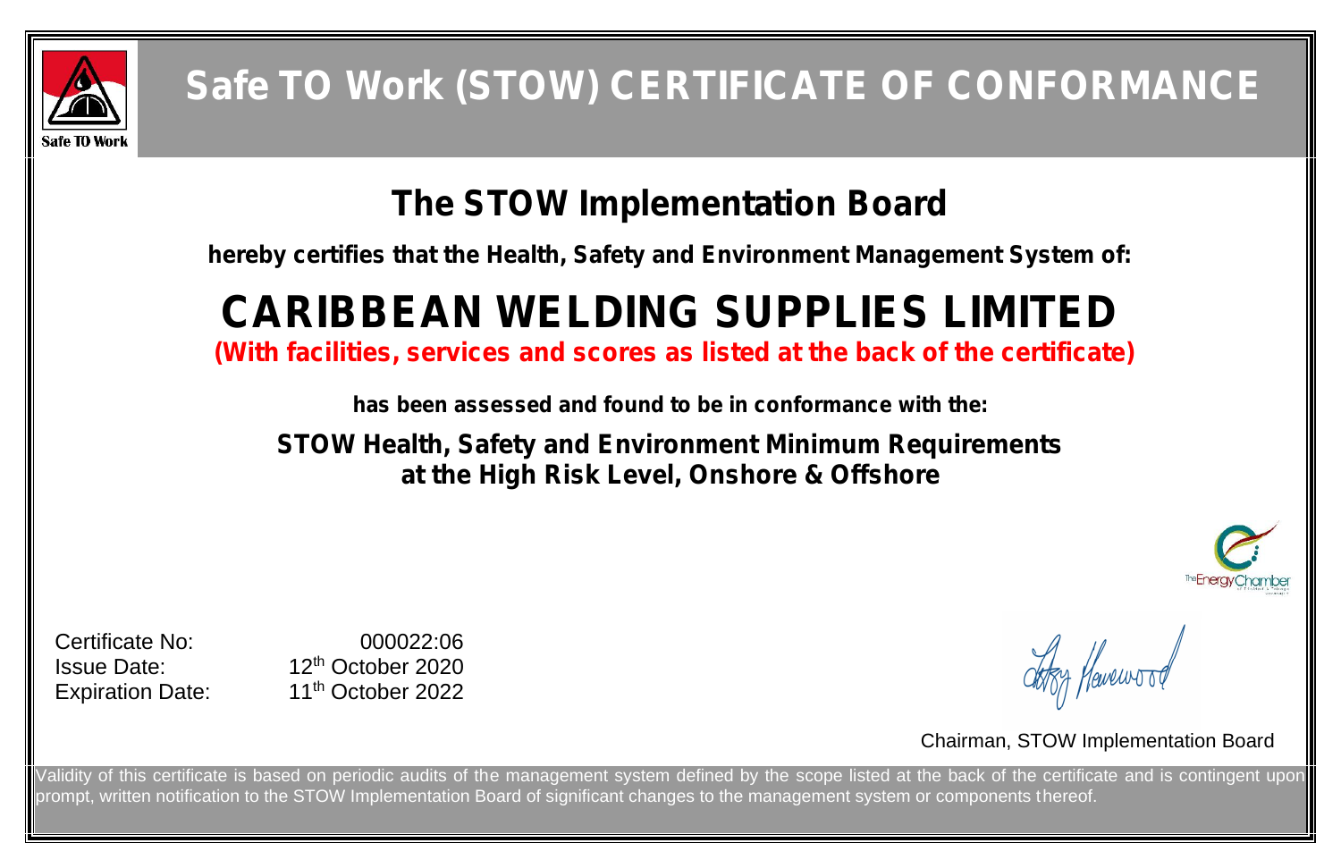# Safe TO Work (STOW) CERTIFICATE OF CONFORMANCE

## The STOW Implementation Board

**hereby certifies that the Health, Safety and Environment Management System of:**

# CARIBBEAN WELDING SUPPLIES LIMITED

**(With facilities, services and scores as listed at the back of the certificate)**

**has been assessed and found to be in conformance with the:**

**STOW Health, Safety and Environment Minimum Requirements at the High Risk Level, Onshore & Offshore**

| | |
|---|---|
| Certificate No: | 000022:06 |
| Issue Date: | 12th October 2020 |
| Expiration Date: | 11th October 2022 |

Chairman, STOW Implementation Board

Validity of this certificate is based on periodic audits of the management system defined by the scope listed at the back of the certificate and is contingent upon prompt, written notification to the STOW Implementation Board of significant changes to the management system or components thereof.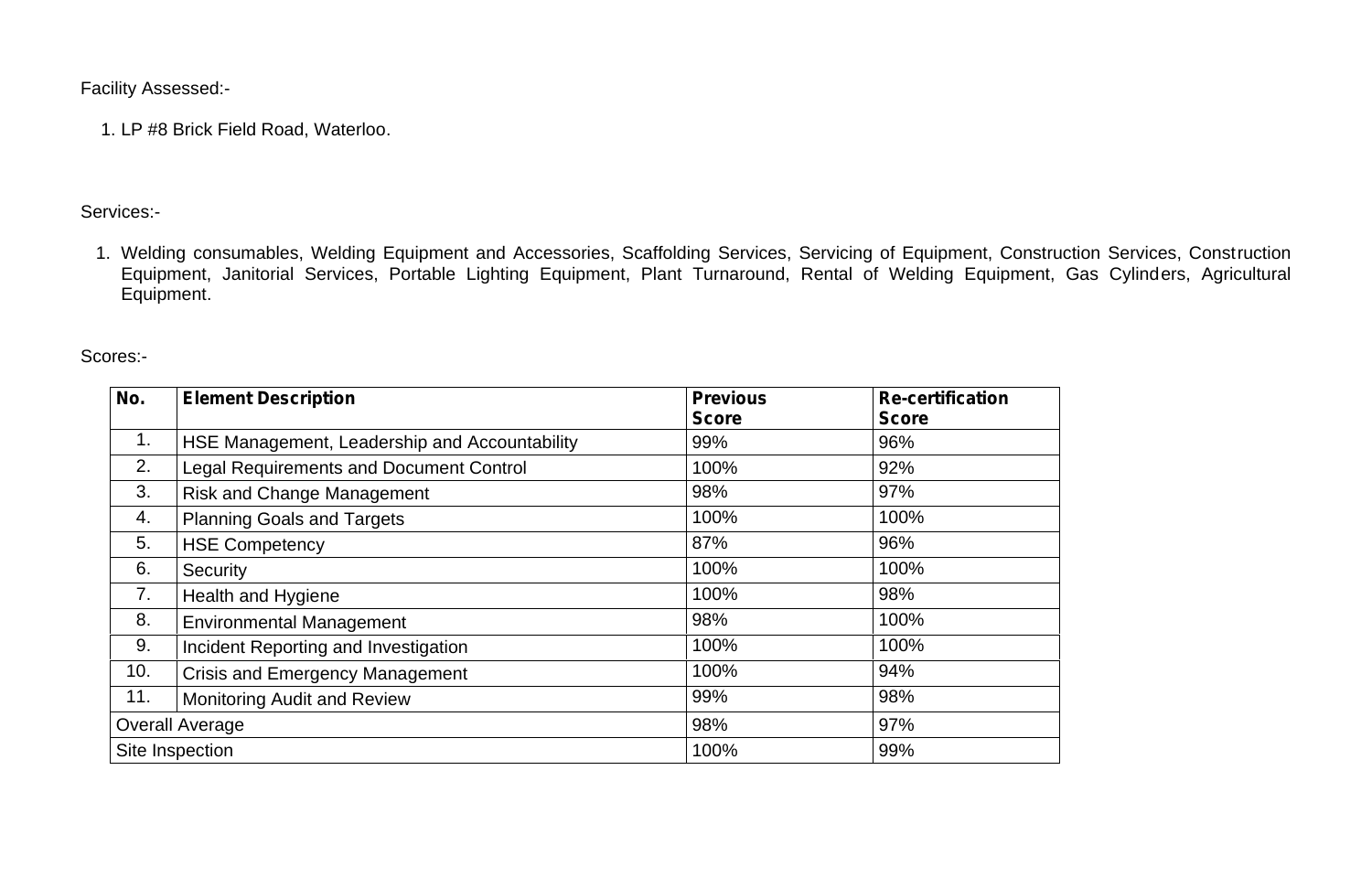Facility Assessed:-

1. LP #8 Brick Field Road, Waterloo.

Services:-

1. Welding consumables, Welding Equipment and Accessories, Scaffolding Services, Servicing of Equipment, Construction Services, Construction Equipment, Janitorial Services, Portable Lighting Equipment, Plant Turnaround, Rental of Welding Equipment, Gas Cylinders, Agricultural Equipment.

Scores:-

| **No.** | **Element Description** | **Previous Score** | **Re-certification Score** |
| --- | --- | --- | --- |
| 1. | HSE Management, Leadership and Accountability | 99% | 96% |
| 2. | Legal Requirements and Document Control | 100% | 92% |
| 3. | Risk and Change Management | 98% | 97% |
| 4. | Planning Goals and Targets | 100% | 100% |
| 5. | HSE Competency | 87% | 96% |
| 6. | Security | 100% | 100% |
| 7. | Health and Hygiene | 100% | 98% |
| 8. | Environmental Management | 98% | 100% |
| 9. | Incident Reporting and Investigation | 100% | 100% |
| 10. | Crisis and Emergency Management | 100% | 94% |
| 11. | Monitoring Audit and Review | 99% | 98% |
| Overall Average | | 98% | 97% |
| Site Inspection | | 100% | 99% |